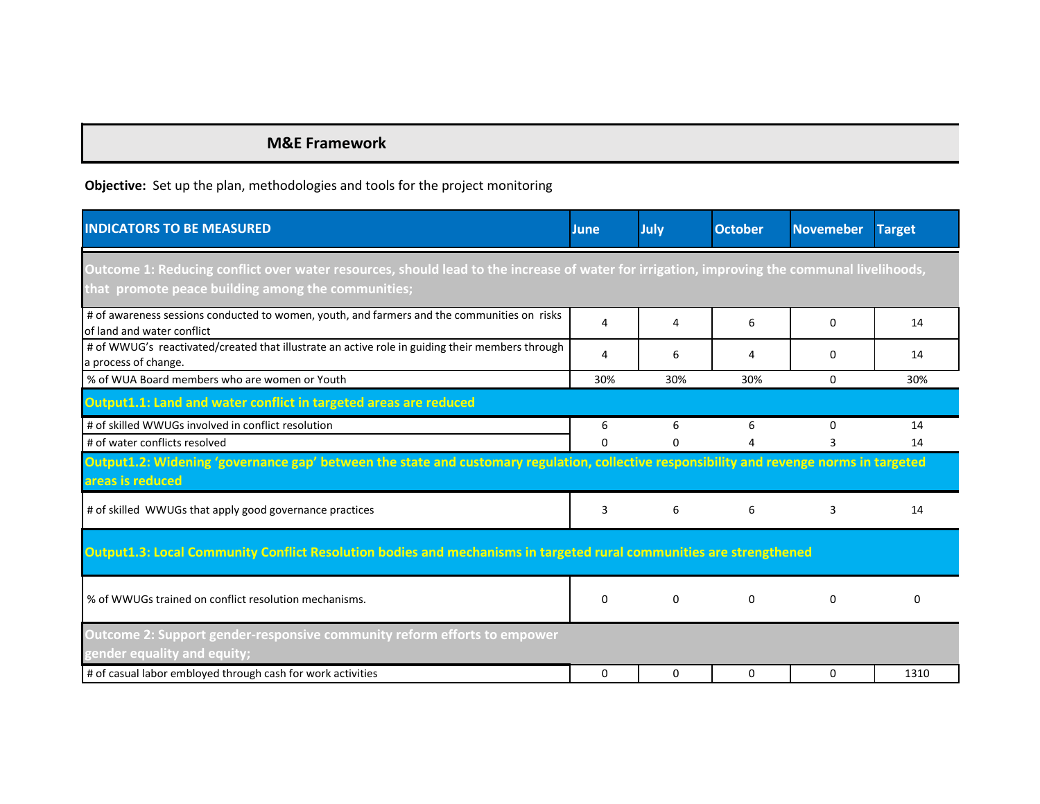# M&E Framework

**Objective:** Set up the plan, methodologies and tools for the project monitoring

| INDICATORS TO BE MEASURED | June | July | October | Novemeber | Target |
|---|---|---|---|---|---|
| **Outcome 1: Reducing conflict over water resources, should lead to the increase of water for irrigation, improving the communal livelihoods, that promote peace building among the communities;** | | | | | |
| # of awareness sessions conducted to women, youth, and farmers and the communities on risks of land and water conflict | 4 | 4 | 6 | 0 | 14 |
| # of WWUG's reactivated/created that illustrate an active role in guiding their members through a process of change. | 4 | 6 | 4 | 0 | 14 |
| % of WUA Board members who are women or Youth | 30% | 30% | 30% | 0 | 30% |
| **Output1.1: Land and water conflict in targeted areas are reduced** | | | | | |
| # of skilled WWUGs involved in conflict resolution | 6 | 6 | 6 | 0 | 14 |
| # of water conflicts resolved | 0 | 0 | 4 | 3 | 14 |
| **Output1.2: Widening 'governance gap' between the state and customary regulation, collective responsibility and revenge norms in targeted areas is reduced** | | | | | |
| # of skilled WWUGs that apply good governance practices | 3 | 6 | 6 | 3 | 14 |
| **Output1.3: Local Community Conflict Resolution bodies and mechanisms in targeted rural communities are strengthened** | | | | | |
| % of WWUGs trained on conflict resolution mechanisms. | 0 | 0 | 0 | 0 | 0 |
| **Outcome 2: Support gender-responsive community reform efforts to empower gender equality and equity;** | | | | | |
| # of casual labor emboyed through cash for work activities | 0 | 0 | 0 | 0 | 1310 |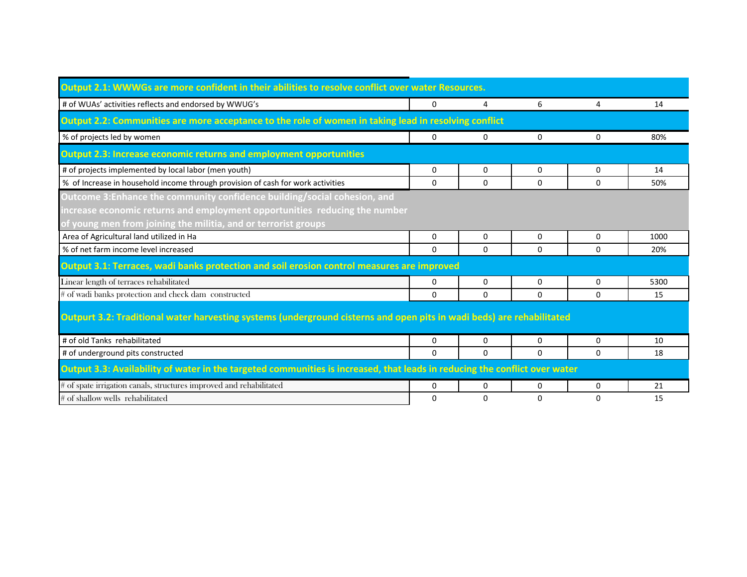| | | | | | |
|---|---|---|---|---|---|
| **Output 2.1: WWWGs are more confident in their abilities to resolve conflict over water Resources.** | | | | | |
| # of WUAs' activities reflects and endorsed by WWUG's | 0 | 4 | 6 | 4 | 14 |
| **Output 2.2: Communities are more acceptance to the role of women in taking lead in resolving conflict** | | | | | |
| % of projects led by women | 0 | 0 | 0 | 0 | 80% |
| **Output 2.3: Increase economic returns and employment opportunities** | | | | | |
| # of projects implemented by local labor (men youth) | 0 | 0 | 0 | 0 | 14 |
| % of Increase in household income through provision of cash for work activities | 0 | 0 | 0 | 0 | 50% |
| **Outcome 3:Enhance the community confidence building/social cohesion, and increase economic returns and employment opportunities reducing the number of young men from joining the militia, and or terrorist groups** | | | | | |
| Area of Agricultural land utilized in Ha | 0 | 0 | 0 | 0 | 1000 |
| % of net farm income level increased | 0 | 0 | 0 | 0 | 20% |
| **Output 3.1: Terraces, wadi banks protection and soil erosion control measures are improved** | | | | | |
| Linear length of terraces rehabilitated | 0 | 0 | 0 | 0 | 5300 |
| # of wadi banks protection and check dam constructed | 0 | 0 | 0 | 0 | 15 |
| **Outpurt 3.2: Traditional water harvesting systems (underground cisterns and open pits in wadi beds) are rehabilitated** | | | | | |
| # of old Tanks rehabilitated | 0 | 0 | 0 | 0 | 10 |
| # of underground pits constructed | 0 | 0 | 0 | 0 | 18 |
| **Output 3.3: Availability of water in the targeted communities is increased, that leads in reducing the conflict over water** | | | | | |
| # of spate irrigation canals, structures improved and rehabilitated | 0 | 0 | 0 | 0 | 21 |
| # of shallow wells rehabilitated | 0 | 0 | 0 | 0 | 15 |